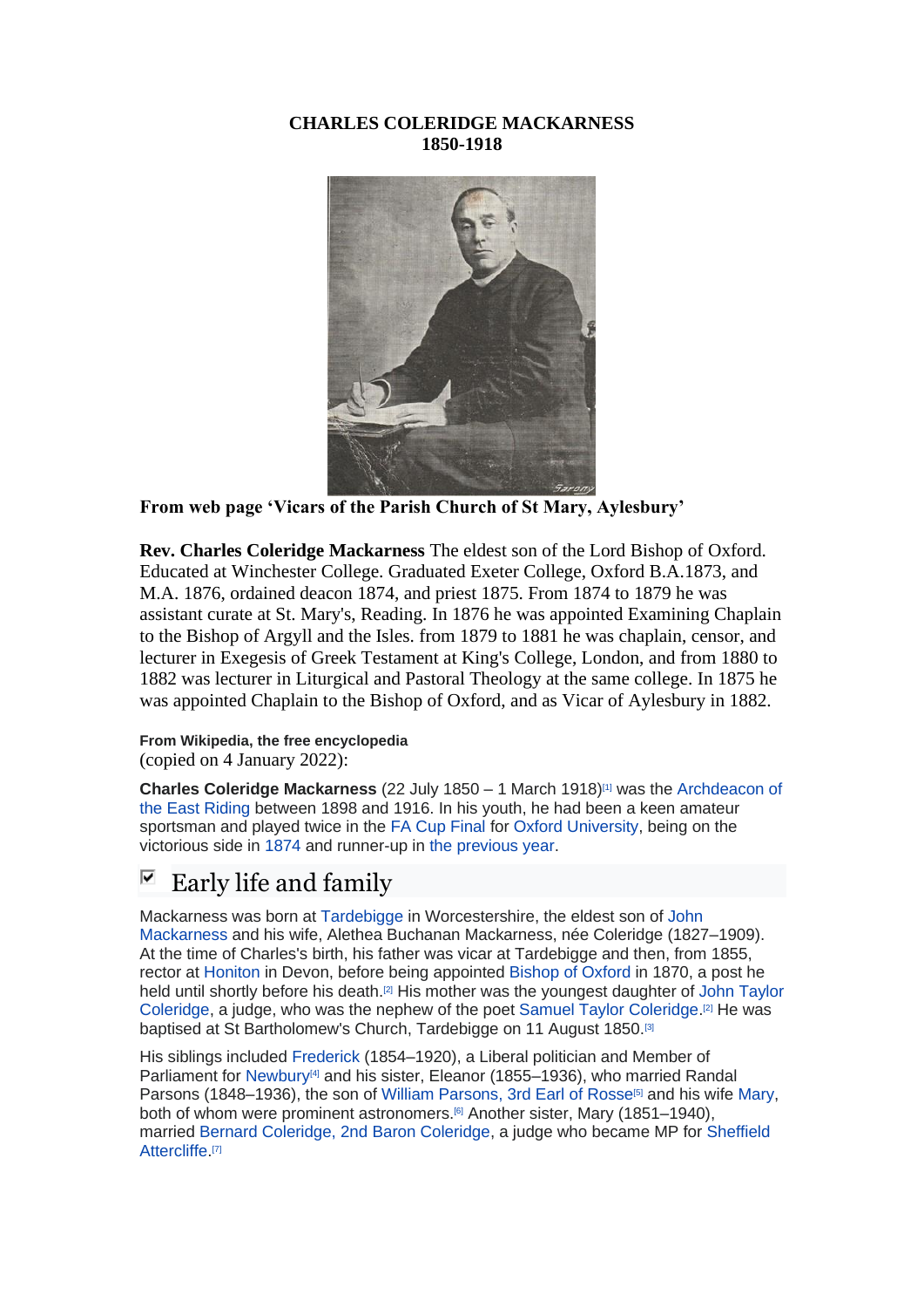**CHARLES COLERIDGE MACKARNESS**
**1850-1918**

**From web page 'Vicars of the Parish Church of St Mary, Aylesbury'**

**Rev. Charles Coleridge Mackarness** The eldest son of the Lord Bishop of Oxford. Educated at Winchester College. Graduated Exeter College, Oxford B.A.1873, and M.A. 1876, ordained deacon 1874, and priest 1875. From 1874 to 1879 he was assistant curate at St. Mary's, Reading. In 1876 he was appointed Examining Chaplain to the Bishop of Argyll and the Isles. from 1879 to 1881 he was chaplain, censor, and lecturer in Exegesis of Greek Testament at King's College, London, and from 1880 to 1882 was lecturer in Liturgical and Pastoral Theology at the same college. In 1875 he was appointed Chaplain to the Bishop of Oxford, and as Vicar of Aylesbury in 1882.

**From Wikipedia, the free encyclopedia**
(copied on 4 January 2022):

**Charles Coleridge Mackarness** (22 July 1850 – 1 March 1918)[1] was the Archdeacon of the East Riding between 1898 and 1916. In his youth, he had been a keen amateur sportsman and played twice in the FA Cup Final for Oxford University, being on the victorious side in 1874 and runner-up in the previous year.

## Early life and family

Mackarness was born at Tardebigge in Worcestershire, the eldest son of John Mackarness and his wife, Alethea Buchanan Mackarness, née Coleridge (1827–1909). At the time of Charles's birth, his father was vicar at Tardebigge and then, from 1855, rector at Honiton in Devon, before being appointed Bishop of Oxford in 1870, a post he held until shortly before his death.[2] His mother was the youngest daughter of John Taylor Coleridge, a judge, who was the nephew of the poet Samuel Taylor Coleridge.[2] He was baptised at St Bartholomew's Church, Tardebigge on 11 August 1850.[3]

His siblings included Frederick (1854–1920), a Liberal politician and Member of Parliament for Newbury[4] and his sister, Eleanor (1855–1936), who married Randal Parsons (1848–1936), the son of William Parsons, 3rd Earl of Rosse[5] and his wife Mary, both of whom were prominent astronomers.[6] Another sister, Mary (1851–1940), married Bernard Coleridge, 2nd Baron Coleridge, a judge who became MP for Sheffield Attercliffe.[7]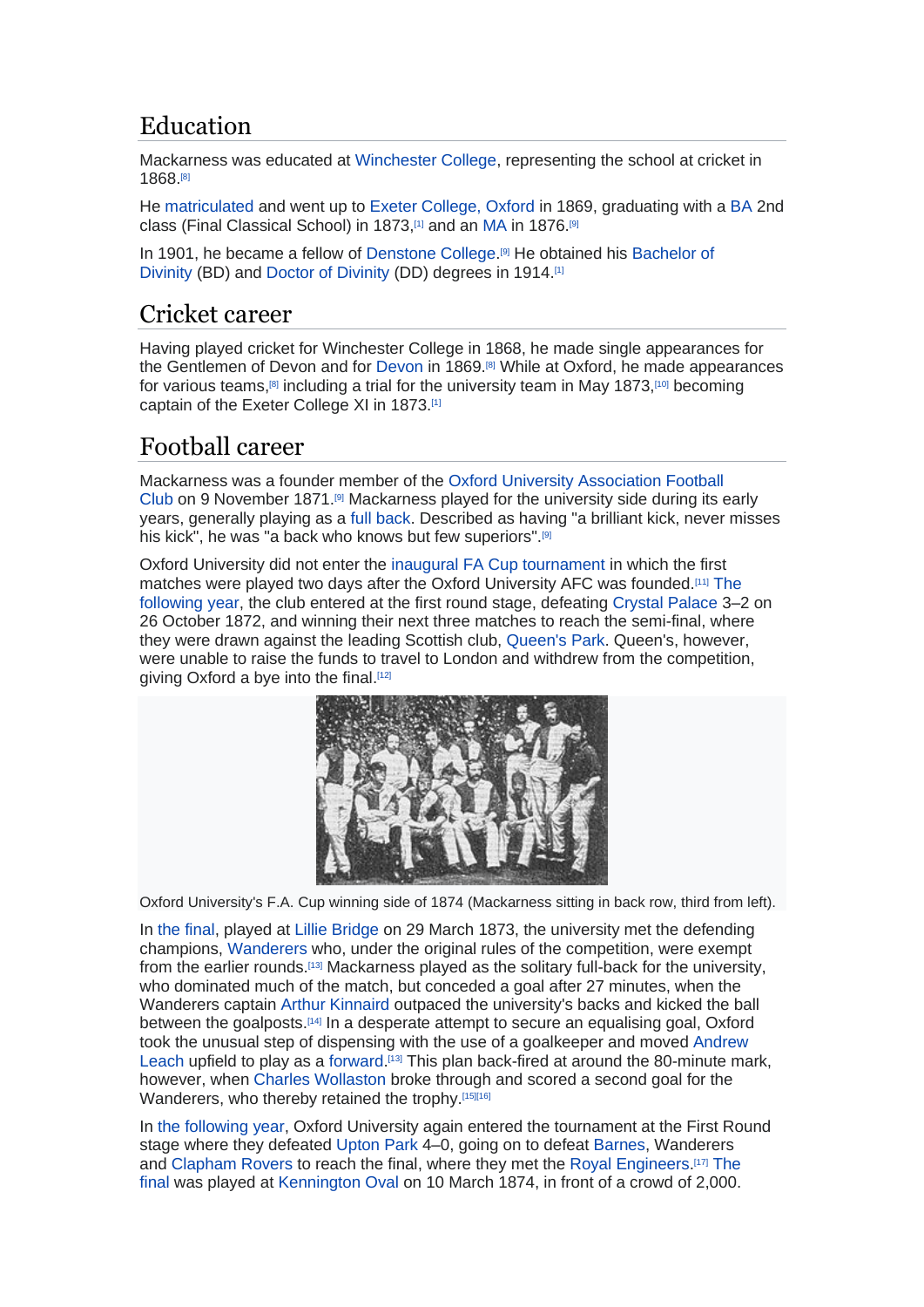## Education

Mackarness was educated at Winchester College, representing the school at cricket in 1868.[8]

He matriculated and went up to Exeter College, Oxford in 1869, graduating with a BA 2nd class (Final Classical School) in 1873,[1] and an MA in 1876.[9]

In 1901, he became a fellow of Denstone College.[9] He obtained his Bachelor of Divinity (BD) and Doctor of Divinity (DD) degrees in 1914.[1]

## Cricket career

Having played cricket for Winchester College in 1868, he made single appearances for the Gentlemen of Devon and for Devon in 1869.[8] While at Oxford, he made appearances for various teams,[8] including a trial for the university team in May 1873,[10] becoming captain of the Exeter College XI in 1873.[1]

## Football career

Mackarness was a founder member of the Oxford University Association Football Club on 9 November 1871.[9] Mackarness played for the university side during its early years, generally playing as a full back. Described as having "a brilliant kick, never misses his kick", he was "a back who knows but few superiors".[9]

Oxford University did not enter the inaugural FA Cup tournament in which the first matches were played two days after the Oxford University AFC was founded.[11] The following year, the club entered at the first round stage, defeating Crystal Palace 3–2 on 26 October 1872, and winning their next three matches to reach the semi-final, where they were drawn against the leading Scottish club, Queen's Park. Queen's, however, were unable to raise the funds to travel to London and withdrew from the competition, giving Oxford a bye into the final.[12]

Oxford University's F.A. Cup winning side of 1874 (Mackarness sitting in back row, third from left).

In the final, played at Lillie Bridge on 29 March 1873, the university met the defending champions, Wanderers who, under the original rules of the competition, were exempt from the earlier rounds.[13] Mackarness played as the solitary full-back for the university, who dominated much of the match, but conceded a goal after 27 minutes, when the Wanderers captain Arthur Kinnaird outpaced the university's backs and kicked the ball between the goalposts.[14] In a desperate attempt to secure an equalising goal, Oxford took the unusual step of dispensing with the use of a goalkeeper and moved Andrew Leach upfield to play as a forward.[13] This plan back-fired at around the 80-minute mark, however, when Charles Wollaston broke through and scored a second goal for the Wanderers, who thereby retained the trophy.[15][16]

In the following year, Oxford University again entered the tournament at the First Round stage where they defeated Upton Park 4–0, going on to defeat Barnes, Wanderers and Clapham Rovers to reach the final, where they met the Royal Engineers.[17] The final was played at Kennington Oval on 10 March 1874, in front of a crowd of 2,000.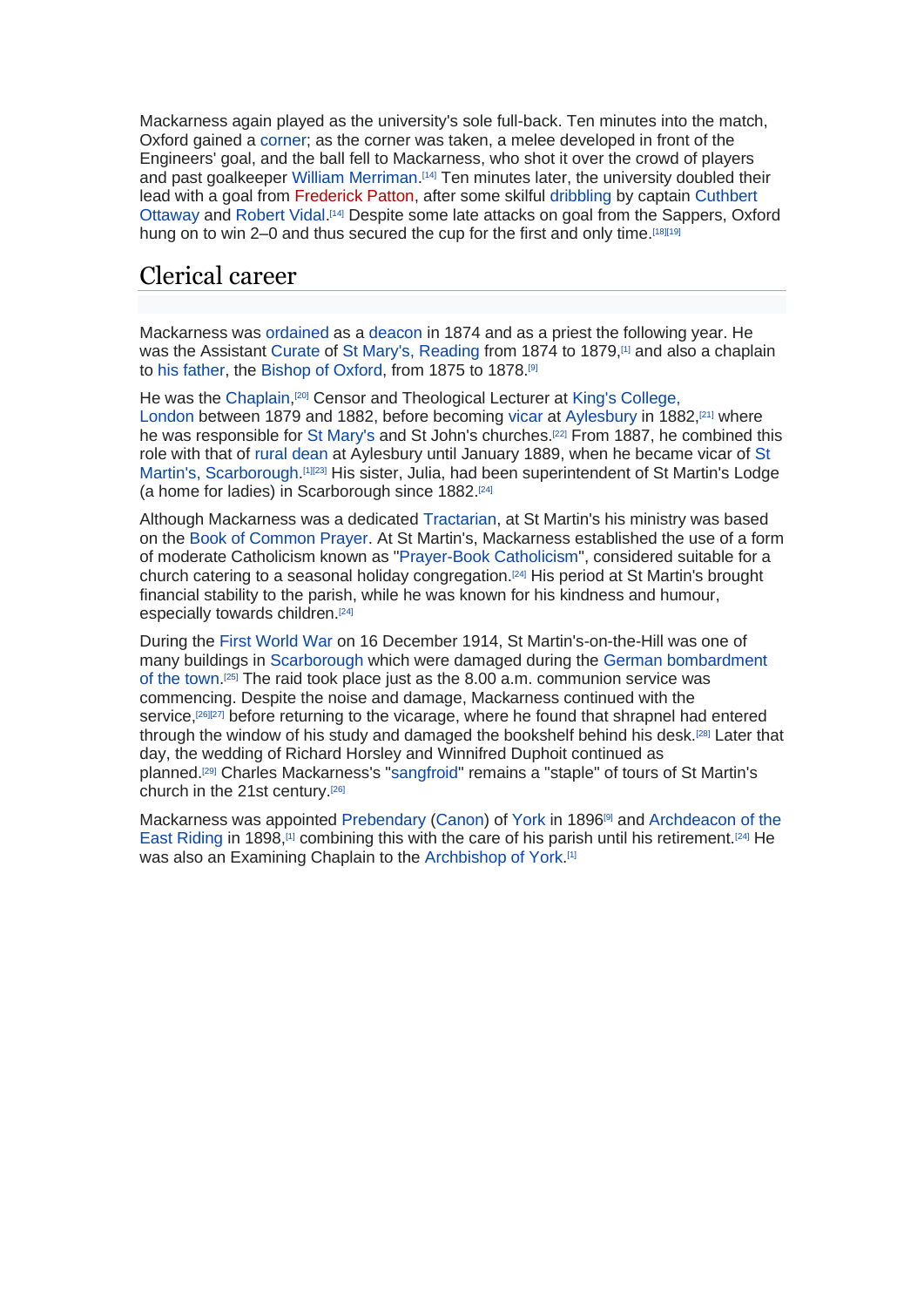Mackarness again played as the university's sole full-back. Ten minutes into the match, Oxford gained a corner; as the corner was taken, a melee developed in front of the Engineers' goal, and the ball fell to Mackarness, who shot it over the crowd of players and past goalkeeper William Merriman.[14] Ten minutes later, the university doubled their lead with a goal from Frederick Patton, after some skilful dribbling by captain Cuthbert Ottaway and Robert Vidal.[14] Despite some late attacks on goal from the Sappers, Oxford hung on to win 2–0 and thus secured the cup for the first and only time.[18][19]

## Clerical career

Mackarness was ordained as a deacon in 1874 and as a priest the following year. He was the Assistant Curate of St Mary's, Reading from 1874 to 1879,[1] and also a chaplain to his father, the Bishop of Oxford, from 1875 to 1878.[9]

He was the Chaplain,[20] Censor and Theological Lecturer at King's College, London between 1879 and 1882, before becoming vicar at Aylesbury in 1882,[21] where he was responsible for St Mary's and St John's churches.[22] From 1887, he combined this role with that of rural dean at Aylesbury until January 1889, when he became vicar of St Martin's, Scarborough.[1][23] His sister, Julia, had been superintendent of St Martin's Lodge (a home for ladies) in Scarborough since 1882.[24]

Although Mackarness was a dedicated Tractarian, at St Martin's his ministry was based on the Book of Common Prayer. At St Martin's, Mackarness established the use of a form of moderate Catholicism known as "Prayer-Book Catholicism", considered suitable for a church catering to a seasonal holiday congregation.[24] His period at St Martin's brought financial stability to the parish, while he was known for his kindness and humour, especially towards children.[24]

During the First World War on 16 December 1914, St Martin's-on-the-Hill was one of many buildings in Scarborough which were damaged during the German bombardment of the town.[25] The raid took place just as the 8.00 a.m. communion service was commencing. Despite the noise and damage, Mackarness continued with the service,[26][27] before returning to the vicarage, where he found that shrapnel had entered through the window of his study and damaged the bookshelf behind his desk.[28] Later that day, the wedding of Richard Horsley and Winnifred Duphoit continued as planned.[29] Charles Mackarness's "sangfroid" remains a "staple" of tours of St Martin's church in the 21st century.[26]

Mackarness was appointed Prebendary (Canon) of York in 1896[9] and Archdeacon of the East Riding in 1898,[1] combining this with the care of his parish until his retirement.[24] He was also an Examining Chaplain to the Archbishop of York.[1]